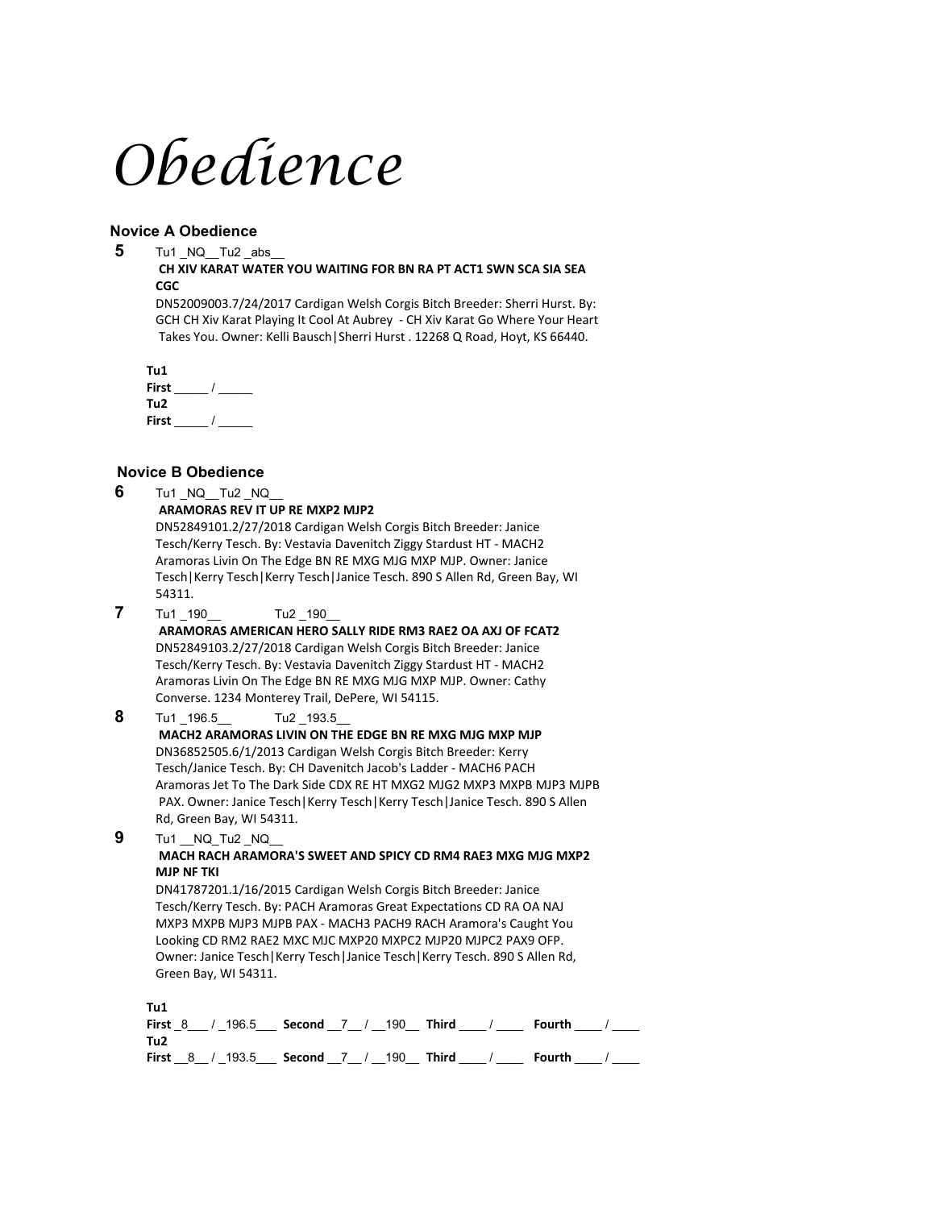# *Obedience*

### Novice A Obedience

**5** Tu1 _NQ__Tu2 _abs__

**CH XIV KARAT WATER YOU WAITING FOR BN RA PT ACT1 SWN SCA SIA SEA CGC**

DN52009003.7/24/2017 Cardigan Welsh Corgis Bitch Breeder: Sherri Hurst. By: GCH CH Xiv Karat Playing It Cool At Aubrey - CH Xiv Karat Go Where Your Heart Takes You. Owner: Kelli Bausch|Sherri Hurst . 12268 Q Road, Hoyt, KS 66440.

**Tu1**
**First** _____ / _____
**Tu2**
**First** _____ / _____

### Novice B Obedience

**6** Tu1 _NQ__Tu2 _NQ__

**ARAMORAS REV IT UP RE MXP2 MJP2**

DN52849101.2/27/2018 Cardigan Welsh Corgis Bitch Breeder: Janice Tesch/Kerry Tesch. By: Vestavia Davenitch Ziggy Stardust HT - MACH2 Aramoras Livin On The Edge BN RE MXG MJG MXP MJP. Owner: Janice Tesch|Kerry Tesch|Kerry Tesch|Janice Tesch. 890 S Allen Rd, Green Bay, WI 54311.

**7** Tu1 _190__ Tu2 _190__

**ARAMORAS AMERICAN HERO SALLY RIDE RM3 RAE2 OA AXJ OF FCAT2**

DN52849103.2/27/2018 Cardigan Welsh Corgis Bitch Breeder: Janice Tesch/Kerry Tesch. By: Vestavia Davenitch Ziggy Stardust HT - MACH2 Aramoras Livin On The Edge BN RE MXG MJG MXP MJP. Owner: Cathy Converse. 1234 Monterey Trail, DePere, WI 54115.

**8** Tu1 _196.5__ Tu2 _193.5__

**MACH2 ARAMORAS LIVIN ON THE EDGE BN RE MXG MJG MXP MJP**

DN36852505.6/1/2013 Cardigan Welsh Corgis Bitch Breeder: Kerry Tesch/Janice Tesch. By: CH Davenitch Jacob's Ladder - MACH6 PACH Aramoras Jet To The Dark Side CDX RE HT MXG2 MJG2 MXP3 MXPB MJP3 MJPB PAX. Owner: Janice Tesch|Kerry Tesch|Kerry Tesch|Janice Tesch. 890 S Allen Rd, Green Bay, WI 54311.

**9** Tu1 __NQ_Tu2 _NQ__

**MACH RACH ARAMORA'S SWEET AND SPICY CD RM4 RAE3 MXG MJG MXP2 MJP NF TKI**

DN41787201.1/16/2015 Cardigan Welsh Corgis Bitch Breeder: Janice Tesch/Kerry Tesch. By: PACH Aramoras Great Expectations CD RA OA NAJ MXP3 MXPB MJP3 MJPB PAX - MACH3 PACH9 RACH Aramora's Caught You Looking CD RM2 RAE2 MXC MJC MXP20 MXPC2 MJP20 MJPC2 PAX9 OFP. Owner: Janice Tesch|Kerry Tesch|Janice Tesch|Kerry Tesch. 890 S Allen Rd, Green Bay, WI 54311.

**Tu1**
**First** _8___ / _196.5___ **Second** __7__ / __190__ **Third** ____ / ____ **Fourth** ____ / ____
**Tu2**
**First** __8__ / _193.5___ **Second** __7__ / __190__ **Third** ____ / ____ **Fourth** ____ / ____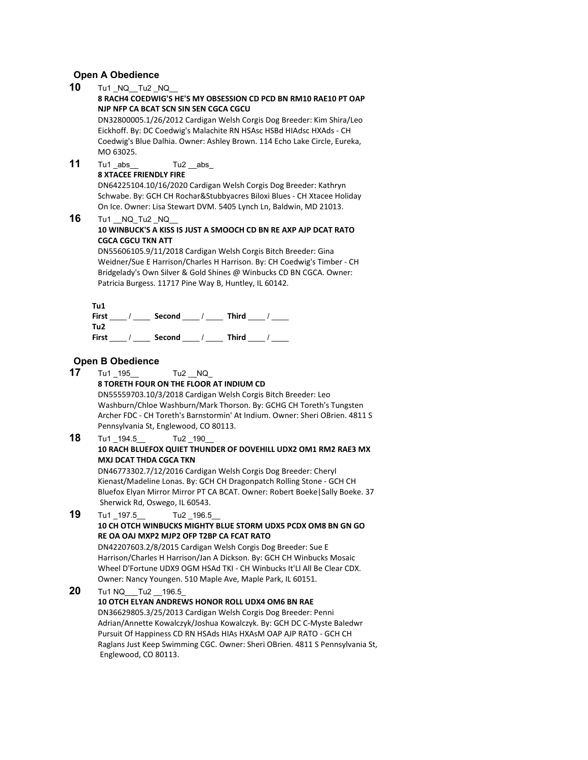## Open A Obedience

**10** Tu1 _NQ__Tu2 _NQ__

**8 RACH4 COEDWIG'S HE'S MY OBSESSION CD PCD BN RM10 RAE10 PT OAP NJP NFP CA BCAT SCN SIN SEN CGCA CGCU**

DN32800005.1/26/2012 Cardigan Welsh Corgis Dog Breeder: Kim Shira/Leo Eickhoff. By: DC Coedwig's Malachite RN HSAsc HSBd HIAdsc HXAds - CH Coedwig's Blue Dalhia. Owner: Ashley Brown. 114 Echo Lake Circle, Eureka, MO 63025.

**11** Tu1 _abs__ Tu2 __abs_

**8 XTACEE FRIENDLY FIRE**

DN64225104.10/16/2020 Cardigan Welsh Corgis Dog Breeder: Kathryn Schwabe. By: GCH CH Rochar&Stubbyacres Biloxi Blues - CH Xtacee Holiday On Ice. Owner: Lisa Stewart DVM. 5405 Lynch Ln, Baldwin, MD 21013.

**16** Tu1 __NQ_Tu2 _NQ__

**10 WINBUCK'S A KISS IS JUST A SMOOCH CD BN RE AXP AJP DCAT RATO CGCA CGCU TKN ATT**

DN55606105.9/11/2018 Cardigan Welsh Corgis Bitch Breeder: Gina Weidner/Sue E Harrison/Charles H Harrison. By: CH Coedwig's Timber - CH Bridgelady's Own Silver & Gold Shines @ Winbucks CD BN CGCA. Owner: Patricia Burgess. 11717 Pine Way B, Huntley, IL 60142.

**Tu1**
**First** ____ / ____ **Second** ____ / ____ **Third** ____ / ____
**Tu2**
**First** ____ / ____ **Second** ____ / ____ **Third** ____ / ____

## Open B Obedience

**17** Tu1 _195__ Tu2 __NQ_

**8 TORETH FOUR ON THE FLOOR AT INDIUM CD**

DN55559703.10/3/2018 Cardigan Welsh Corgis Bitch Breeder: Leo Washburn/Chloe Washburn/Mark Thorson. By: GCHG CH Toreth's Tungsten Archer FDC - CH Toreth's Barnstormin' At Indium. Owner: Sheri OBrien. 4811 S Pennsylvania St, Englewood, CO 80113.

**18** Tu1 _194.5__ Tu2 _190__

**10 RACH BLUEFOX QUIET THUNDER OF DOVEHILL UDX2 OM1 RM2 RAE3 MX MXJ DCAT THDA CGCA TKN**

DN46773302.7/12/2016 Cardigan Welsh Corgis Dog Breeder: Cheryl Kienast/Madeline Lonas. By: GCH CH Dragonpatch Rolling Stone - GCH CH Bluefox Elyan Mirror Mirror PT CA BCAT. Owner: Robert Boeke|Sally Boeke. 37 Sherwick Rd, Oswego, IL 60543.

**19** Tu1 _197.5__ Tu2 _196.5__

**10 CH OTCH WINBUCKS MIGHTY BLUE STORM UDX5 PCDX OM8 BN GN GO RE OA OAJ MXP2 MJP2 OFP T2BP CA FCAT RATO**

DN42207603.2/8/2015 Cardigan Welsh Corgis Dog Breeder: Sue E Harrison/Charles H Harrison/Jan A Dickson. By: GCH CH Winbucks Mosaic Wheel D'Fortune UDX9 OGM HSAd TKI - CH Winbucks It'Ll All Be Clear CDX. Owner: Nancy Youngen. 510 Maple Ave, Maple Park, IL 60151.

**20** Tu1 NQ___Tu2 __196.5_

**10 OTCH ELYAN ANDREWS HONOR ROLL UDX4 OM6 BN RAE**

DN36629805.3/25/2013 Cardigan Welsh Corgis Dog Breeder: Penni Adrian/Annette Kowalczyk/Joshua Kowalczyk. By: GCH DC C-Myste Baledwr Pursuit Of Happiness CD RN HSAds HIAs HXAsM OAP AJP RATO - GCH CH Raglans Just Keep Swimming CGC. Owner: Sheri OBrien. 4811 S Pennsylvania St, Englewood, CO 80113.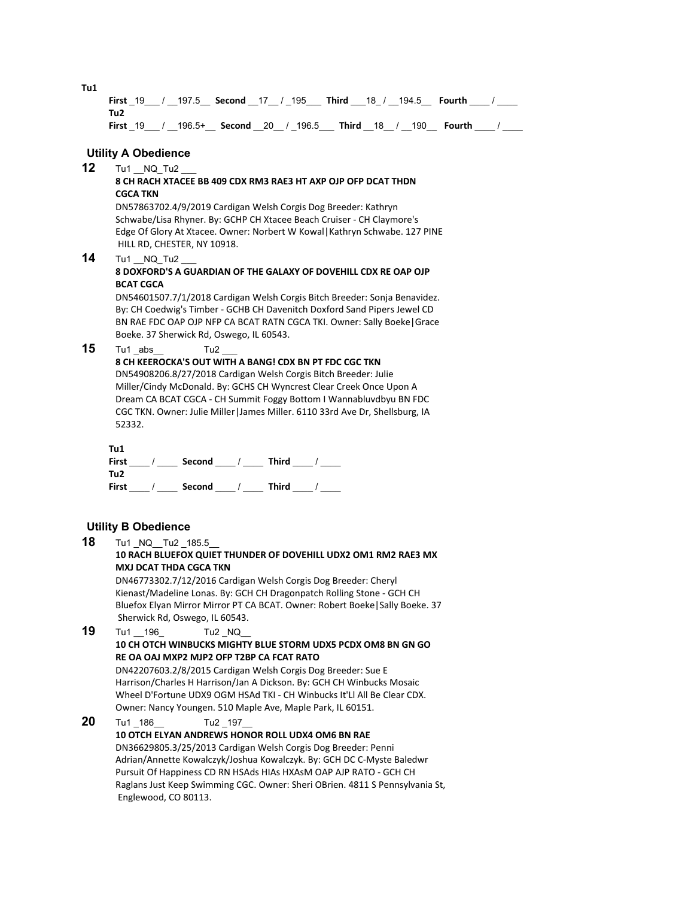**Tu1**

**First** _19___ / __197.5__ **Second** __17__ / _195___ **Third** ___18_ / __194.5__ **Fourth** ____ / ____

**Tu2**

**First** _19___ / __196.5+__ **Second** __20__ / _196.5___ **Third** __18__ / __190__ **Fourth** ____ / ____

## Utility A Obedience

**12** Tu1 __NQ_Tu2 ___

**8 CH RACH XTACEE BB 409 CDX RM3 RAE3 HT AXP OJP OFP DCAT THDN CGCA TKN**

DN57863702.4/9/2019 Cardigan Welsh Corgis Dog Breeder: Kathryn Schwabe/Lisa Rhyner. By: GCHP CH Xtacee Beach Cruiser - CH Claymore's Edge Of Glory At Xtacee. Owner: Norbert W Kowal|Kathryn Schwabe. 127 PINE HILL RD, CHESTER, NY 10918.

**14** Tu1 __NQ_Tu2 ___

**8 DOXFORD'S A GUARDIAN OF THE GALAXY OF DOVEHILL CDX RE OAP OJP BCAT CGCA**

DN54601507.7/1/2018 Cardigan Welsh Corgis Bitch Breeder: Sonja Benavidez. By: CH Coedwig's Timber - GCHB CH Davenitch Doxford Sand Pipers Jewel CD BN RAE FDC OAP OJP NFP CA BCAT RATN CGCA TKI. Owner: Sally Boeke|Grace Boeke. 37 Sherwick Rd, Oswego, IL 60543.

**15** Tu1 _abs__ Tu2 ___

**8 CH KEEROCKA'S OUT WITH A BANG! CDX BN PT FDC CGC TKN**

DN54908206.8/27/2018 Cardigan Welsh Corgis Bitch Breeder: Julie Miller/Cindy McDonald. By: GCHS CH Wyncrest Clear Creek Once Upon A Dream CA BCAT CGCA - CH Summit Foggy Bottom I Wannabluvdbyu BN FDC CGC TKN. Owner: Julie Miller|James Miller. 6110 33rd Ave Dr, Shellsburg, IA 52332.

**Tu1**

**First** ____ / ____ **Second** ____ / ____ **Third** ____ / ____

**Tu2**

**First** ____ / ____ **Second** ____ / ____ **Third** ____ / ____

## Utility B Obedience

**18** Tu1 _NQ__Tu2 _185.5__

**10 RACH BLUEFOX QUIET THUNDER OF DOVEHILL UDX2 OM1 RM2 RAE3 MX MXJ DCAT THDA CGCA TKN**

DN46773302.7/12/2016 Cardigan Welsh Corgis Dog Breeder: Cheryl Kienast/Madeline Lonas. By: GCH CH Dragonpatch Rolling Stone - GCH CH Bluefox Elyan Mirror Mirror PT CA BCAT. Owner: Robert Boeke|Sally Boeke. 37 Sherwick Rd, Oswego, IL 60543.

**19** Tu1 __196_ Tu2 _NQ__

**10 CH OTCH WINBUCKS MIGHTY BLUE STORM UDX5 PCDX OM8 BN GN GO RE OA OAJ MXP2 MJP2 OFP T2BP CA FCAT RATO**

DN42207603.2/8/2015 Cardigan Welsh Corgis Dog Breeder: Sue E Harrison/Charles H Harrison/Jan A Dickson. By: GCH CH Winbucks Mosaic Wheel D'Fortune UDX9 OGM HSAd TKI - CH Winbucks It'Ll All Be Clear CDX. Owner: Nancy Youngen. 510 Maple Ave, Maple Park, IL 60151.

**20** Tu1 _186__ Tu2 _197__

**10 OTCH ELYAN ANDREWS HONOR ROLL UDX4 OM6 BN RAE**

DN36629805.3/25/2013 Cardigan Welsh Corgis Dog Breeder: Penni Adrian/Annette Kowalczyk/Joshua Kowalczyk. By: GCH DC C-Myste Baledwr Pursuit Of Happiness CD RN HSAds HIAs HXAsM OAP AJP RATO - GCH CH Raglans Just Keep Swimming CGC. Owner: Sheri OBrien. 4811 S Pennsylvania St, Englewood, CO 80113.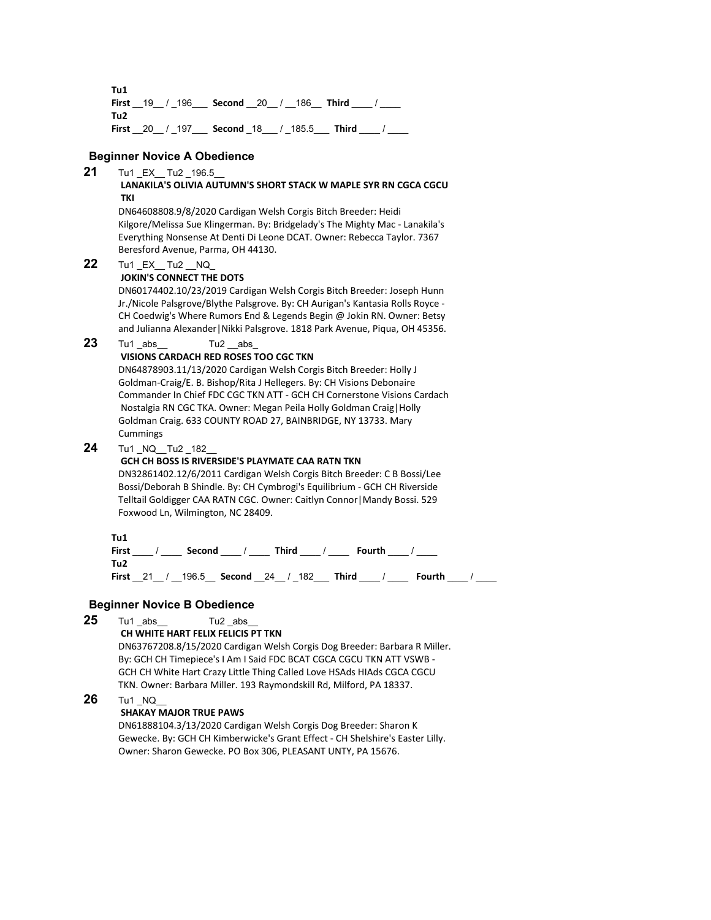**Tu1**
**First** __19__ / _196___ **Second** __20__ / __186__ **Third** ____ / ____
**Tu2**
**First** __20__ / _197___ **Second** _18___ / _185.5___ **Third** ____ / ____

## Beginner Novice A Obedience

**21** Tu1 _EX__ Tu2 _196.5__
**LANAKILA'S OLIVIA AUTUMN'S SHORT STACK W MAPLE SYR RN CGCA CGCU TKI**
DN64608808.9/8/2020 Cardigan Welsh Corgis Bitch Breeder: Heidi Kilgore/Melissa Sue Klingerman. By: Bridgelady's The Mighty Mac - Lanakila's Everything Nonsense At Denti Di Leone DCAT. Owner: Rebecca Taylor. 7367 Beresford Avenue, Parma, OH 44130.

**22** Tu1 _EX__ Tu2 __NQ_
**JOKIN'S CONNECT THE DOTS**
DN60174402.10/23/2019 Cardigan Welsh Corgis Bitch Breeder: Joseph Hunn Jr./Nicole Palsgrove/Blythe Palsgrove. By: CH Aurigan's Kantasia Rolls Royce - CH Coedwig's Where Rumors End & Legends Begin @ Jokin RN. Owner: Betsy and Julianna Alexander|Nikki Palsgrove. 1818 Park Avenue, Piqua, OH 45356.

**23** Tu1 _abs__ Tu2 __abs_
**VISIONS CARDACH RED ROSES TOO CGC TKN**
DN64878903.11/13/2020 Cardigan Welsh Corgis Bitch Breeder: Holly J Goldman-Craig/E. B. Bishop/Rita J Hellegers. By: CH Visions Debonaire Commander In Chief FDC CGC TKN ATT - GCH CH Cornerstone Visions Cardach Nostalgia RN CGC TKA. Owner: Megan Peila Holly Goldman Craig|Holly Goldman Craig. 633 COUNTY ROAD 27, BAINBRIDGE, NY 13733. Mary Cummings

**24** Tu1 _NQ__Tu2 _182__
**GCH CH BOSS IS RIVERSIDE'S PLAYMATE CAA RATN TKN**
DN32861402.12/6/2011 Cardigan Welsh Corgis Bitch Breeder: C B Bossi/Lee Bossi/Deborah B Shindle. By: CH Cymbrogi's Equilibrium - GCH CH Riverside Telltail Goldigger CAA RATN CGC. Owner: Caitlyn Connor|Mandy Bossi. 529 Foxwood Ln, Wilmington, NC 28409.

**Tu1**
**First** ____ / ____ **Second** ____ / ____ **Third** ____ / ____ **Fourth** ____ / ____
**Tu2**
**First** __21__ / __196.5__ **Second** __24__ / _182___ **Third** ____ / ____ **Fourth** ____ / ____

## Beginner Novice B Obedience

**25** Tu1 _abs__ Tu2 _abs__
**CH WHITE HART FELIX FELICIS PT TKN**
DN63767208.8/15/2020 Cardigan Welsh Corgis Dog Breeder: Barbara R Miller. By: GCH CH Timepiece's I Am I Said FDC BCAT CGCA CGCU TKN ATT VSWB - GCH CH White Hart Crazy Little Thing Called Love HSAds HIAds CGCA CGCU TKN. Owner: Barbara Miller. 193 Raymondskill Rd, Milford, PA 18337.

**26** Tu1 _NQ__
**SHAKAY MAJOR TRUE PAWS**
DN61888104.3/13/2020 Cardigan Welsh Corgis Dog Breeder: Sharon K Gewecke. By: GCH CH Kimberwicke's Grant Effect - CH Shelshire's Easter Lilly. Owner: Sharon Gewecke. PO Box 306, PLEASANT UNTY, PA 15676.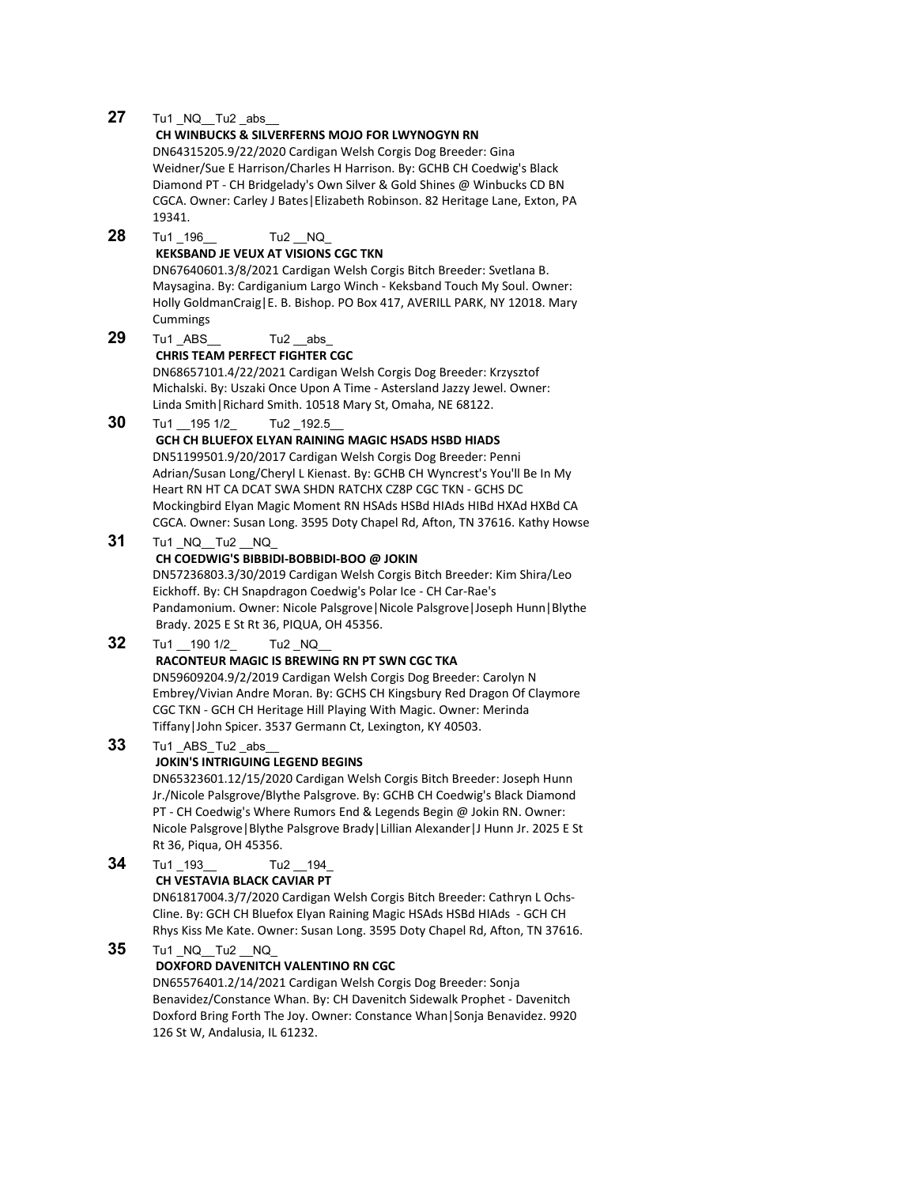**27** Tu1 _NQ__Tu2 _abs__

**CH WINBUCKS & SILVERFERNS MOJO FOR LWYNOGYN RN**

DN64315205.9/22/2020 Cardigan Welsh Corgis Dog Breeder: Gina Weidner/Sue E Harrison/Charles H Harrison. By: GCHB CH Coedwig's Black Diamond PT - CH Bridgelady's Own Silver & Gold Shines @ Winbucks CD BN CGCA. Owner: Carley J Bates|Elizabeth Robinson. 82 Heritage Lane, Exton, PA 19341.

**28** Tu1 _196__ Tu2 __NQ_

**KEKSBAND JE VEUX AT VISIONS CGC TKN**

DN67640601.3/8/2021 Cardigan Welsh Corgis Bitch Breeder: Svetlana B. Maysagina. By: Cardiganium Largo Winch - Keksband Touch My Soul. Owner: Holly GoldmanCraig|E. B. Bishop. PO Box 417, AVERILL PARK, NY 12018. Mary Cummings

**29** Tu1 _ABS__ Tu2 __abs_

**CHRIS TEAM PERFECT FIGHTER CGC**

DN68657101.4/22/2021 Cardigan Welsh Corgis Dog Breeder: Krzysztof Michalski. By: Uszaki Once Upon A Time - Astersland Jazzy Jewel. Owner: Linda Smith|Richard Smith. 10518 Mary St, Omaha, NE 68122.

**30** Tu1 __195 1/2_ Tu2 _192.5__

**GCH CH BLUEFOX ELYAN RAINING MAGIC HSADS HSBD HIADS**

DN51199501.9/20/2017 Cardigan Welsh Corgis Dog Breeder: Penni Adrian/Susan Long/Cheryl L Kienast. By: GCHB CH Wyncrest's You'll Be In My Heart RN HT CA DCAT SWA SHDN RATCHX CZ8P CGC TKN - GCHS DC Mockingbird Elyan Magic Moment RN HSAds HSBd HIAds HIBd HXAd HXBd CA CGCA. Owner: Susan Long. 3595 Doty Chapel Rd, Afton, TN 37616. Kathy Howse

**31** Tu1 _NQ__Tu2 __NQ_

**CH COEDWIG'S BIBBIDI-BOBBIDI-BOO @ JOKIN**

DN57236803.3/30/2019 Cardigan Welsh Corgis Bitch Breeder: Kim Shira/Leo Eickhoff. By: CH Snapdragon Coedwig's Polar Ice - CH Car-Rae's Pandamonium. Owner: Nicole Palsgrove|Nicole Palsgrove|Joseph Hunn|Blythe Brady. 2025 E St Rt 36, PIQUA, OH 45356.

**32** Tu1 __190 1/2_ Tu2 _NQ__

**RACONTEUR MAGIC IS BREWING RN PT SWN CGC TKA**

DN59609204.9/2/2019 Cardigan Welsh Corgis Dog Breeder: Carolyn N Embrey/Vivian Andre Moran. By: GCHS CH Kingsbury Red Dragon Of Claymore CGC TKN - GCH CH Heritage Hill Playing With Magic. Owner: Merinda Tiffany|John Spicer. 3537 Germann Ct, Lexington, KY 40503.

**33** Tu1 _ABS_Tu2 _abs__

**JOKIN'S INTRIGUING LEGEND BEGINS**

DN65323601.12/15/2020 Cardigan Welsh Corgis Bitch Breeder: Joseph Hunn Jr./Nicole Palsgrove/Blythe Palsgrove. By: GCHB CH Coedwig's Black Diamond PT - CH Coedwig's Where Rumors End & Legends Begin @ Jokin RN. Owner: Nicole Palsgrove|Blythe Palsgrove Brady|Lillian Alexander|J Hunn Jr. 2025 E St Rt 36, Piqua, OH 45356.

**34** Tu1 _193__ Tu2 __194_

**CH VESTAVIA BLACK CAVIAR PT**

DN61817004.3/7/2020 Cardigan Welsh Corgis Bitch Breeder: Cathryn L Ochs-Cline. By: GCH CH Bluefox Elyan Raining Magic HSAds HSBd HIAds - GCH CH Rhys Kiss Me Kate. Owner: Susan Long. 3595 Doty Chapel Rd, Afton, TN 37616.

**35** Tu1 _NQ__Tu2 __NQ_

**DOXFORD DAVENITCH VALENTINO RN CGC**

DN65576401.2/14/2021 Cardigan Welsh Corgis Dog Breeder: Sonja Benavidez/Constance Whan. By: CH Davenitch Sidewalk Prophet - Davenitch Doxford Bring Forth The Joy. Owner: Constance Whan|Sonja Benavidez. 9920 126 St W, Andalusia, IL 61232.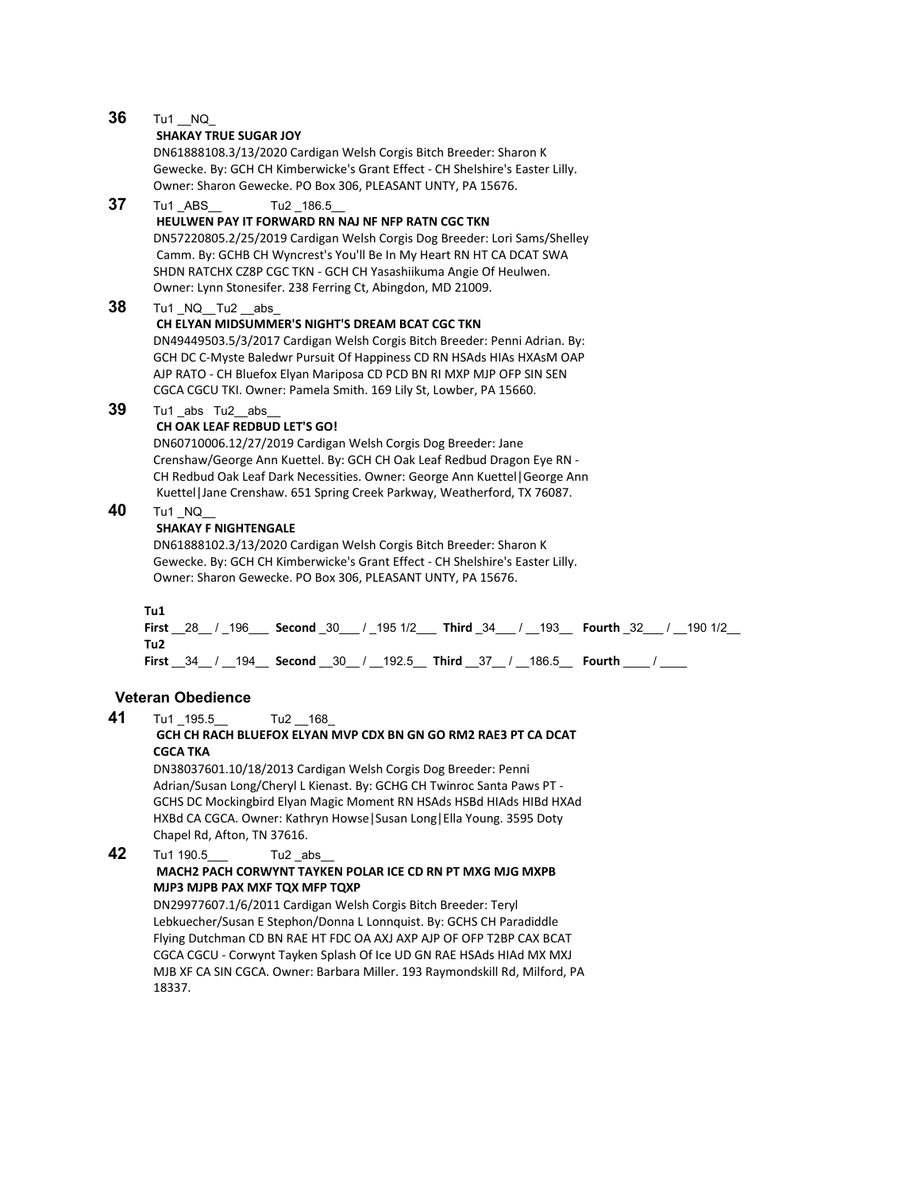**36** Tu1 __NQ_

**SHAKAY TRUE SUGAR JOY**

DN61888108.3/13/2020 Cardigan Welsh Corgis Bitch Breeder: Sharon K Gewecke. By: GCH CH Kimberwicke's Grant Effect - CH Shelshire's Easter Lilly. Owner: Sharon Gewecke. PO Box 306, PLEASANT UNTY, PA 15676.

**37** Tu1 _ABS__ Tu2 _186.5__

**HEULWEN PAY IT FORWARD RN NAJ NF NFP RATN CGC TKN**

DN57220805.2/25/2019 Cardigan Welsh Corgis Dog Breeder: Lori Sams/Shelley Camm. By: GCHB CH Wyncrest's You'll Be In My Heart RN HT CA DCAT SWA SHDN RATCHX CZ8P CGC TKN - GCH CH Yasashiikuma Angie Of Heulwen. Owner: Lynn Stonesifer. 238 Ferring Ct, Abingdon, MD 21009.

**38** Tu1 _NQ__Tu2 __abs_

**CH ELYAN MIDSUMMER'S NIGHT'S DREAM BCAT CGC TKN**

DN49449503.5/3/2017 Cardigan Welsh Corgis Bitch Breeder: Penni Adrian. By: GCH DC C-Myste Baledwr Pursuit Of Happiness CD RN HSAds HIAs HXAsM OAP AJP RATO - CH Bluefox Elyan Mariposa CD PCD BN RI MXP MJP OFP SIN SEN CGCA CGCU TKI. Owner: Pamela Smith. 169 Lily St, Lowber, PA 15660.

**39** Tu1 _abs Tu2__abs__

**CH OAK LEAF REDBUD LET'S GO!**

DN60710006.12/27/2019 Cardigan Welsh Corgis Dog Breeder: Jane Crenshaw/George Ann Kuettel. By: GCH CH Oak Leaf Redbud Dragon Eye RN - CH Redbud Oak Leaf Dark Necessities. Owner: George Ann Kuettel|George Ann Kuettel|Jane Crenshaw. 651 Spring Creek Parkway, Weatherford, TX 76087.

**40** Tu1 _NQ__

**SHAKAY F NIGHTENGALE**

DN61888102.3/13/2020 Cardigan Welsh Corgis Bitch Breeder: Sharon K Gewecke. By: GCH CH Kimberwicke's Grant Effect - CH Shelshire's Easter Lilly. Owner: Sharon Gewecke. PO Box 306, PLEASANT UNTY, PA 15676.

**Tu1**

**First** __28__ / _196___ **Second** _30___ / _195 1/2___ **Third** _34___ / __193__ **Fourth** _32___ / __190 1/2__

**Tu2**

**First** __34__ / __194__ **Second** __30__ / __192.5__ **Third** __37__ / __186.5__ **Fourth** ____ / ____

## Veteran Obedience

**41** Tu1 _195.5__ Tu2 __168_

**GCH CH RACH BLUEFOX ELYAN MVP CDX BN GN GO RM2 RAE3 PT CA DCAT CGCA TKA**

DN38037601.10/18/2013 Cardigan Welsh Corgis Dog Breeder: Penni Adrian/Susan Long/Cheryl L Kienast. By: GCHG CH Twinroc Santa Paws PT - GCHS DC Mockingbird Elyan Magic Moment RN HSAds HSBd HIAds HIBd HXAd HXBd CA CGCA. Owner: Kathryn Howse|Susan Long|Ella Young. 3595 Doty Chapel Rd, Afton, TN 37616.

**42** Tu1 190.5___ Tu2 _abs__

**MACH2 PACH CORWYNT TAYKEN POLAR ICE CD RN PT MXG MJG MXPB MJP3 MJPB PAX MXF TQX MFP TQXP**

DN29977607.1/6/2011 Cardigan Welsh Corgis Bitch Breeder: Teryl Lebkuecher/Susan E Stephon/Donna L Lonnquist. By: GCHS CH Paradiddle Flying Dutchman CD BN RAE HT FDC OA AXJ AXP AJP OF OFP T2BP CAX BCAT CGCA CGCU - Corwynt Tayken Splash Of Ice UD GN RAE HSAds HIAd MX MXJ MJB XF CA SIN CGCA. Owner: Barbara Miller. 193 Raymondskill Rd, Milford, PA 18337.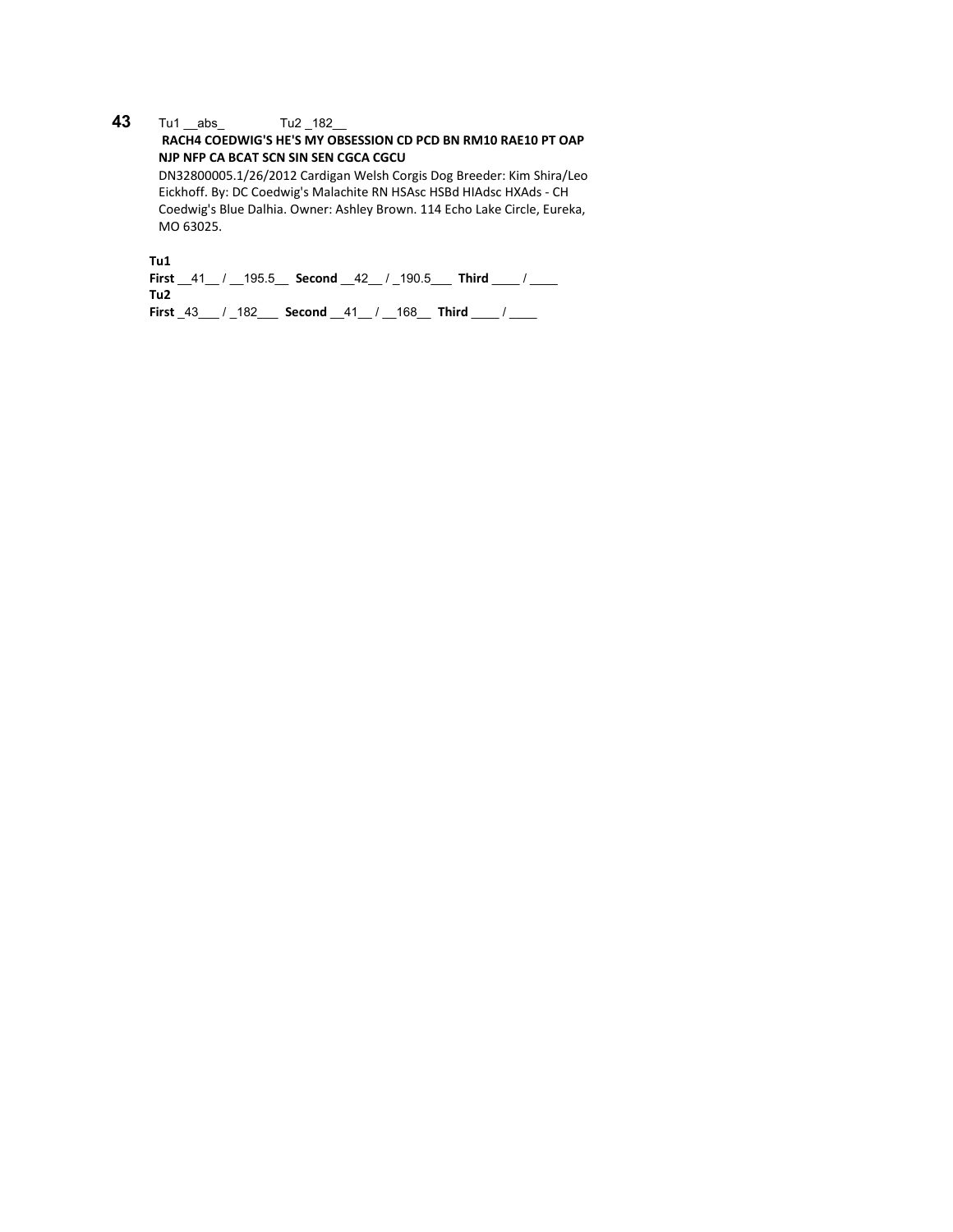**43** Tu1 __abs_ Tu2 _182__

**RACH4 COEDWIG'S HE'S MY OBSESSION CD PCD BN RM10 RAE10 PT OAP NJP NFP CA BCAT SCN SIN SEN CGCA CGCU**

DN32800005.1/26/2012 Cardigan Welsh Corgis Dog Breeder: Kim Shira/Leo Eickhoff. By: DC Coedwig's Malachite RN HSAsc HSBd HIAdsc HXAds - CH Coedwig's Blue Dalhia. Owner: Ashley Brown. 114 Echo Lake Circle, Eureka, MO 63025.

**Tu1**

**First** __41__ / __195.5__ **Second** __42__ / _190.5___ **Third** ____ / ____

**Tu2**

**First** _43___ / _182___ **Second** __41__ / __168__ **Third** ____ / ____